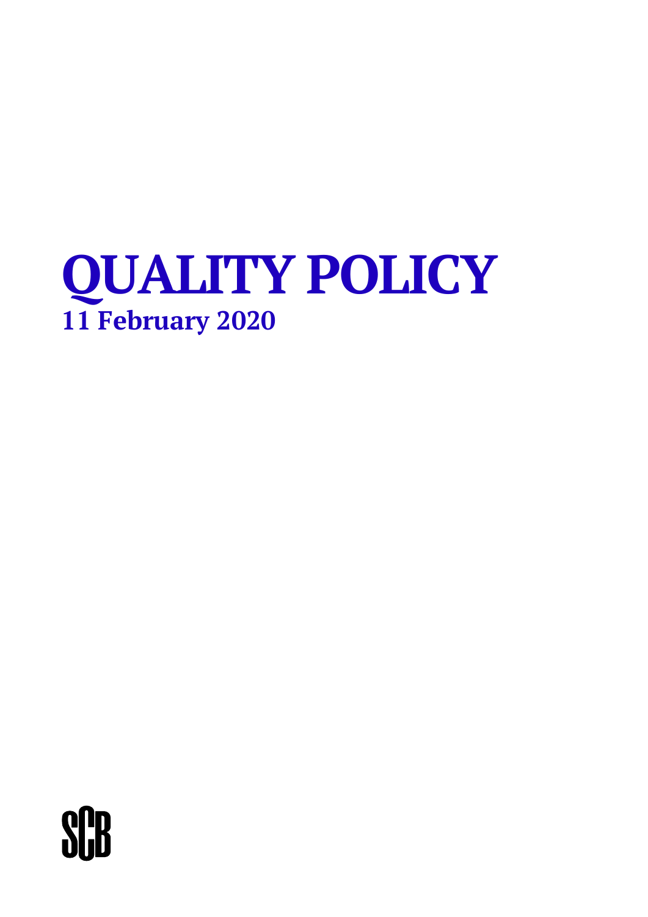# QUALITY POLICY

**11 February 2020**

SCB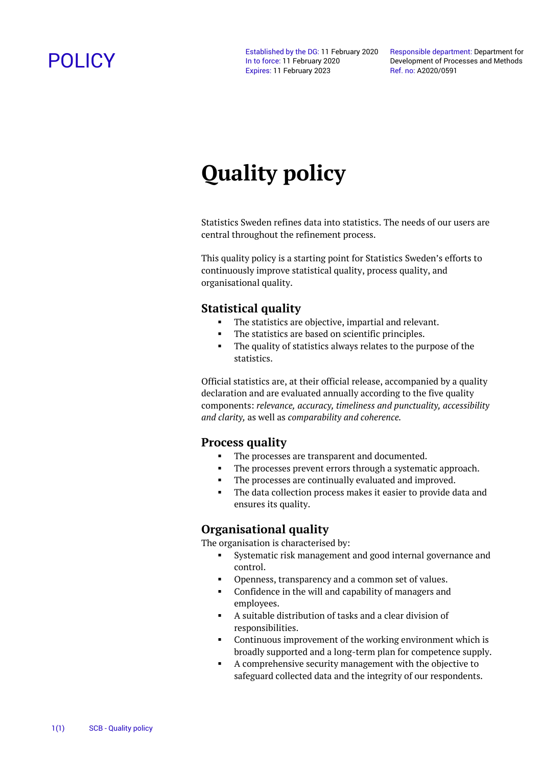POLICY

Established by the DG: 11 February 2020
In to force: 11 February 2020
Expires: 11 February 2023

Responsible department: Department for Development of Processes and Methods
Ref. no: A2020/0591

# Quality policy

Statistics Sweden refines data into statistics. The needs of our users are central throughout the refinement process.

This quality policy is a starting point for Statistics Sweden's efforts to continuously improve statistical quality, process quality, and organisational quality.

## Statistical quality

- The statistics are objective, impartial and relevant.
- The statistics are based on scientific principles.
- The quality of statistics always relates to the purpose of the statistics.

Official statistics are, at their official release, accompanied by a quality declaration and are evaluated annually according to the five quality components: *relevance, accuracy, timeliness and punctuality, accessibility and clarity,* as well as *comparability and coherence.*

## Process quality

- The processes are transparent and documented.
- The processes prevent errors through a systematic approach.
- The processes are continually evaluated and improved.
- The data collection process makes it easier to provide data and ensures its quality.

## Organisational quality

The organisation is characterised by:

- Systematic risk management and good internal governance and control.
- Openness, transparency and a common set of values.
- Confidence in the will and capability of managers and employees.
- A suitable distribution of tasks and a clear division of responsibilities.
- Continuous improvement of the working environment which is broadly supported and a long-term plan for competence supply.
- A comprehensive security management with the objective to safeguard collected data and the integrity of our respondents.